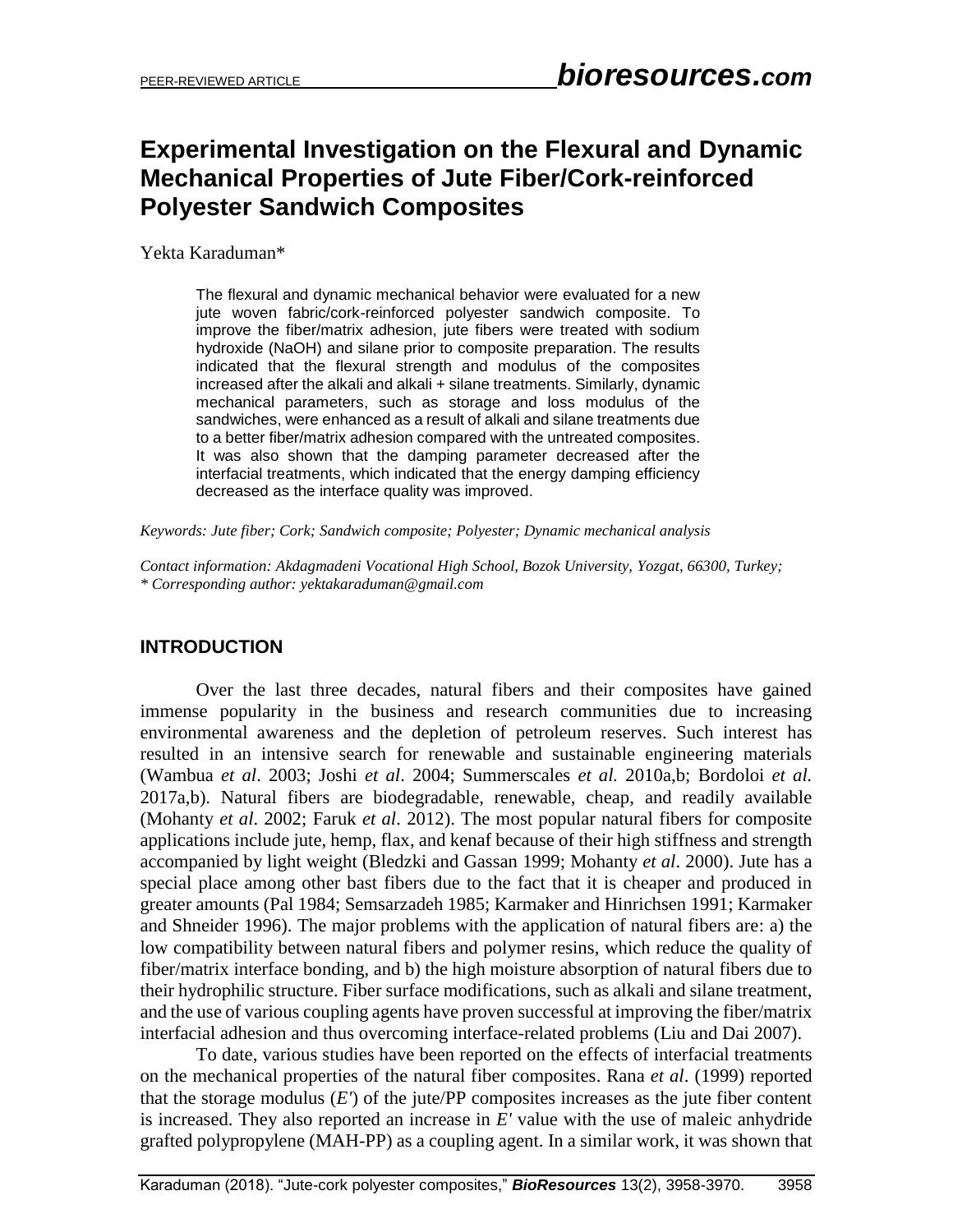# Experimental Investigation on the Flexural and Dynamic Mechanical Properties of Jute Fiber/Cork-reinforced Polyester Sandwich Composites

Yekta Karaduman*

The flexural and dynamic mechanical behavior were evaluated for a new jute woven fabric/cork-reinforced polyester sandwich composite. To improve the fiber/matrix adhesion, jute fibers were treated with sodium hydroxide (NaOH) and silane prior to composite preparation. The results indicated that the flexural strength and modulus of the composites increased after the alkali and alkali + silane treatments. Similarly, dynamic mechanical parameters, such as storage and loss modulus of the sandwiches, were enhanced as a result of alkali and silane treatments due to a better fiber/matrix adhesion compared with the untreated composites. It was also shown that the damping parameter decreased after the interfacial treatments, which indicated that the energy damping efficiency decreased as the interface quality was improved.

*Keywords: Jute fiber; Cork; Sandwich composite; Polyester; Dynamic mechanical analysis*

*Contact information: Akdagmadeni Vocational High School, Bozok University, Yozgat, 66300, Turkey;*
*\* Corresponding author: yektakaraduman@gmail.com*

## INTRODUCTION

Over the last three decades, natural fibers and their composites have gained immense popularity in the business and research communities due to increasing environmental awareness and the depletion of petroleum reserves. Such interest has resulted in an intensive search for renewable and sustainable engineering materials (Wambua *et al*. 2003; Joshi *et al*. 2004; Summerscales *et al.* 2010a,b; Bordoloi *et al.* 2017a,b). Natural fibers are biodegradable, renewable, cheap, and readily available (Mohanty *et al*. 2002; Faruk *et al*. 2012). The most popular natural fibers for composite applications include jute, hemp, flax, and kenaf because of their high stiffness and strength accompanied by light weight (Bledzki and Gassan 1999; Mohanty *et al*. 2000). Jute has a special place among other bast fibers due to the fact that it is cheaper and produced in greater amounts (Pal 1984; Semsarzadeh 1985; Karmaker and Hinrichsen 1991; Karmaker and Shneider 1996). The major problems with the application of natural fibers are: a) the low compatibility between natural fibers and polymer resins, which reduce the quality of fiber/matrix interface bonding, and b) the high moisture absorption of natural fibers due to their hydrophilic structure. Fiber surface modifications, such as alkali and silane treatment, and the use of various coupling agents have proven successful at improving the fiber/matrix interfacial adhesion and thus overcoming interface-related problems (Liu and Dai 2007).

To date, various studies have been reported on the effects of interfacial treatments on the mechanical properties of the natural fiber composites. Rana *et al*. (1999) reported that the storage modulus ($E'$) of the jute/PP composites increases as the jute fiber content is increased. They also reported an increase in $E'$ value with the use of maleic anhydride grafted polypropylene (MAH-PP) as a coupling agent. In a similar work, it was shown that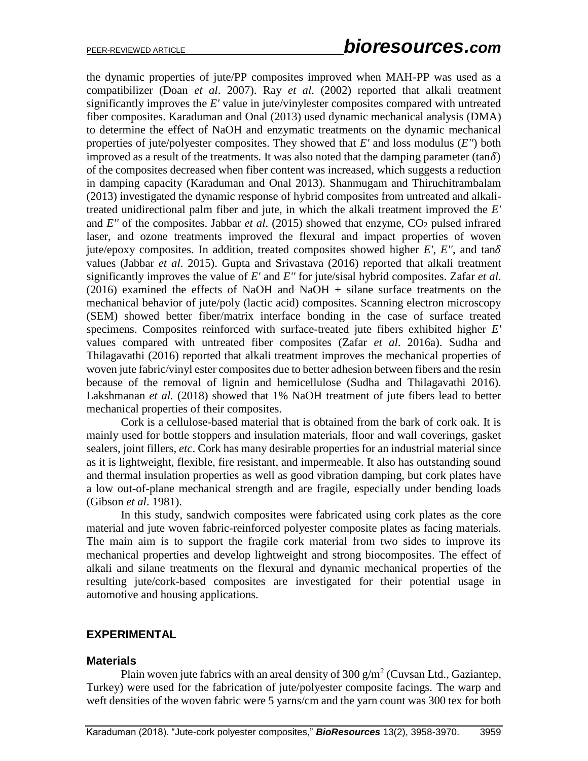the dynamic properties of jute/PP composites improved when MAH-PP was used as a compatibilizer (Doan *et al*. 2007). Ray *et al.* (2002) reported that alkali treatment significantly improves the $E'$ value in jute/vinylester composites compared with untreated fiber composites. Karaduman and Onal (2013) used dynamic mechanical analysis (DMA) to determine the effect of NaOH and enzymatic treatments on the dynamic mechanical properties of jute/polyester composites. They showed that $E'$ and loss modulus ($E''$) both improved as a result of the treatments. It was also noted that the damping parameter ($\tan\delta$) of the composites decreased when fiber content was increased, which suggests a reduction in damping capacity (Karaduman and Onal 2013). Shanmugam and Thiruchitrambalam (2013) investigated the dynamic response of hybrid composites from untreated and alkali-treated unidirectional palm fiber and jute, in which the alkali treatment improved the $E'$ and $E''$ of the composites. Jabbar *et al*. (2015) showed that enzyme, $CO_2$ pulsed infrared laser, and ozone treatments improved the flexural and impact properties of woven jute/epoxy composites. In addition, treated composites showed higher $E'$, $E''$, and $\tan\delta$ values (Jabbar *et al*. 2015). Gupta and Srivastava (2016) reported that alkali treatment significantly improves the value of $E'$ and $E''$ for jute/sisal hybrid composites. Zafar *et al*. (2016) examined the effects of NaOH and NaOH + silane surface treatments on the mechanical behavior of jute/poly (lactic acid) composites. Scanning electron microscopy (SEM) showed better fiber/matrix interface bonding in the case of surface treated specimens. Composites reinforced with surface-treated jute fibers exhibited higher $E'$ values compared with untreated fiber composites (Zafar *et al*. 2016a). Sudha and Thilagavathi (2016) reported that alkali treatment improves the mechanical properties of woven jute fabric/vinyl ester composites due to better adhesion between fibers and the resin because of the removal of lignin and hemicellulose (Sudha and Thilagavathi 2016). Lakshmanan *et al.* (2018) showed that 1% NaOH treatment of jute fibers lead to better mechanical properties of their composites.

Cork is a cellulose-based material that is obtained from the bark of cork oak. It is mainly used for bottle stoppers and insulation materials, floor and wall coverings, gasket sealers, joint fillers, *etc*. Cork has many desirable properties for an industrial material since as it is lightweight, flexible, fire resistant, and impermeable. It also has outstanding sound and thermal insulation properties as well as good vibration damping, but cork plates have a low out-of-plane mechanical strength and are fragile, especially under bending loads (Gibson *et al*. 1981).

In this study, sandwich composites were fabricated using cork plates as the core material and jute woven fabric-reinforced polyester composite plates as facing materials. The main aim is to support the fragile cork material from two sides to improve its mechanical properties and develop lightweight and strong biocomposites. The effect of alkali and silane treatments on the flexural and dynamic mechanical properties of the resulting jute/cork-based composites are investigated for their potential usage in automotive and housing applications.

## EXPERIMENTAL

### Materials

Plain woven jute fabrics with an areal density of 300 g/m$^2$ (Cuvsan Ltd., Gaziantep, Turkey) were used for the fabrication of jute/polyester composite facings. The warp and weft densities of the woven fabric were 5 yarns/cm and the yarn count was 300 tex for both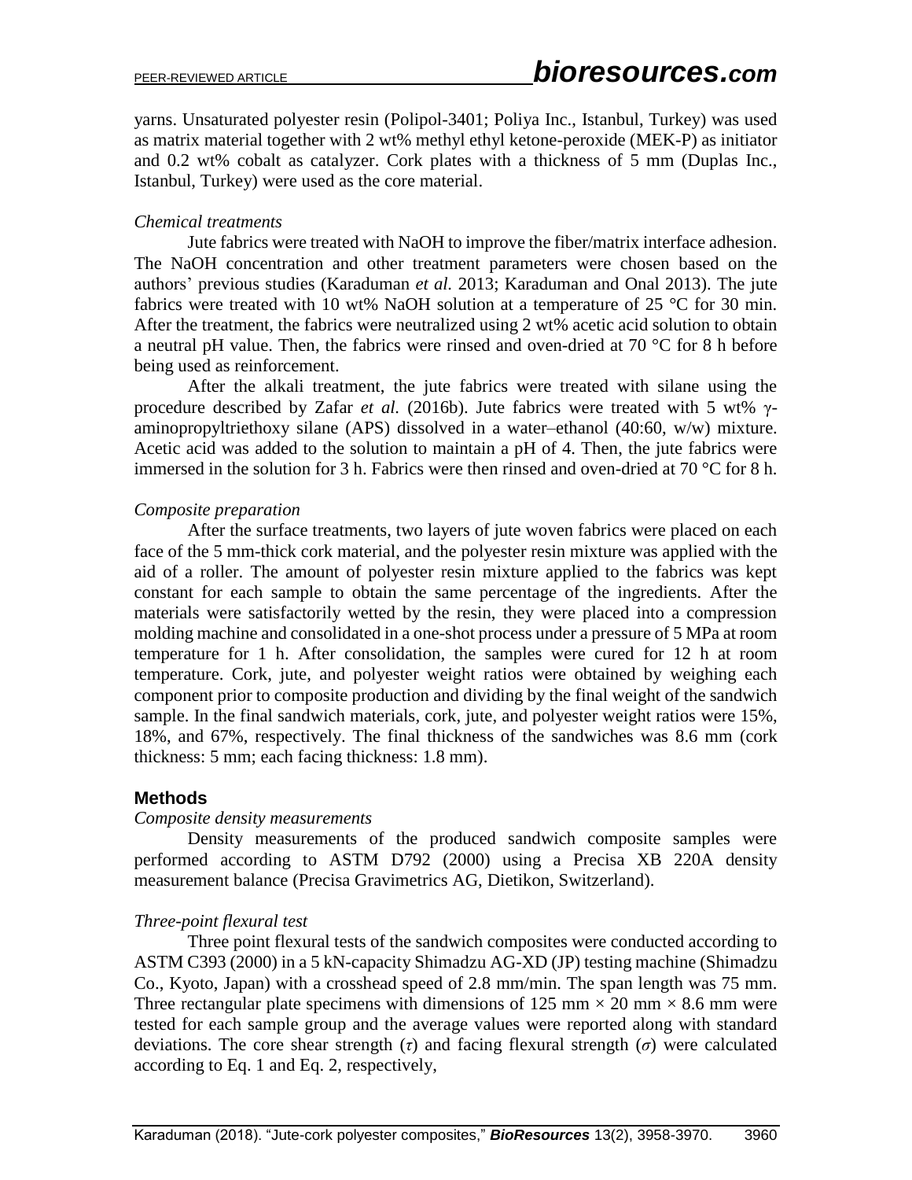yarns. Unsaturated polyester resin (Polipol-3401; Poliya Inc., Istanbul, Turkey) was used as matrix material together with 2 wt% methyl ethyl ketone-peroxide (MEK-P) as initiator and 0.2 wt% cobalt as catalyzer. Cork plates with a thickness of 5 mm (Duplas Inc., Istanbul, Turkey) were used as the core material.

*Chemical treatments*

Jute fabrics were treated with NaOH to improve the fiber/matrix interface adhesion. The NaOH concentration and other treatment parameters were chosen based on the authors' previous studies (Karaduman *et al.* 2013; Karaduman and Onal 2013). The jute fabrics were treated with 10 wt% NaOH solution at a temperature of 25 °C for 30 min. After the treatment, the fabrics were neutralized using 2 wt% acetic acid solution to obtain a neutral pH value. Then, the fabrics were rinsed and oven-dried at 70 °C for 8 h before being used as reinforcement.

After the alkali treatment, the jute fabrics were treated with silane using the procedure described by Zafar *et al.* (2016b). Jute fabrics were treated with 5 wt% γ-aminopropyltriethoxy silane (APS) dissolved in a water–ethanol (40:60, w/w) mixture. Acetic acid was added to the solution to maintain a pH of 4. Then, the jute fabrics were immersed in the solution for 3 h. Fabrics were then rinsed and oven-dried at 70 °C for 8 h.

*Composite preparation*

After the surface treatments, two layers of jute woven fabrics were placed on each face of the 5 mm-thick cork material, and the polyester resin mixture was applied with the aid of a roller. The amount of polyester resin mixture applied to the fabrics was kept constant for each sample to obtain the same percentage of the ingredients. After the materials were satisfactorily wetted by the resin, they were placed into a compression molding machine and consolidated in a one-shot process under a pressure of 5 MPa at room temperature for 1 h. After consolidation, the samples were cured for 12 h at room temperature. Cork, jute, and polyester weight ratios were obtained by weighing each component prior to composite production and dividing by the final weight of the sandwich sample. In the final sandwich materials, cork, jute, and polyester weight ratios were 15%, 18%, and 67%, respectively. The final thickness of the sandwiches was 8.6 mm (cork thickness: 5 mm; each facing thickness: 1.8 mm).

## Methods

*Composite density measurements*

Density measurements of the produced sandwich composite samples were performed according to ASTM D792 (2000) using a Precisa XB 220A density measurement balance (Precisa Gravimetrics AG, Dietikon, Switzerland).

*Three-point flexural test*

Three point flexural tests of the sandwich composites were conducted according to ASTM C393 (2000) in a 5 kN-capacity Shimadzu AG-XD (JP) testing machine (Shimadzu Co., Kyoto, Japan) with a crosshead speed of 2.8 mm/min. The span length was 75 mm. Three rectangular plate specimens with dimensions of 125 mm × 20 mm × 8.6 mm were tested for each sample group and the average values were reported along with standard deviations. The core shear strength ($\tau$) and facing flexural strength ($\sigma$) were calculated according to Eq. 1 and Eq. 2, respectively,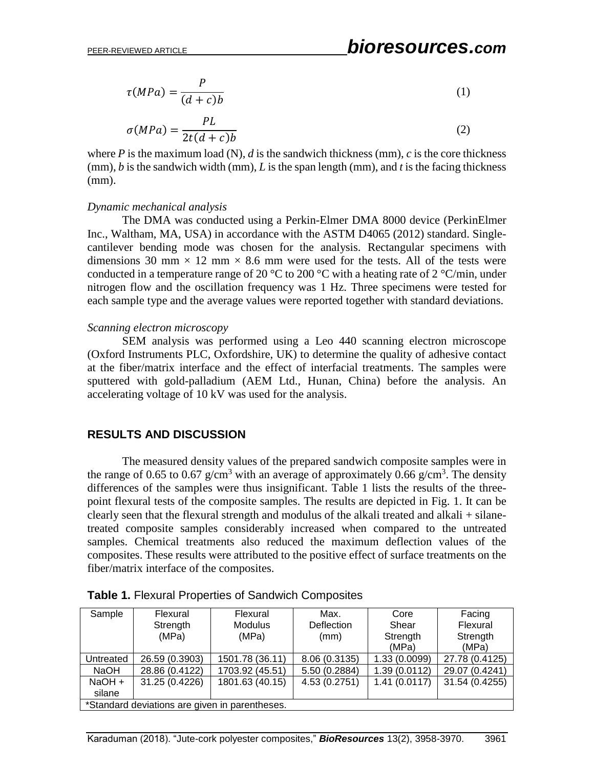$$\tau(MPa) = \frac{P}{(d + c)b} \tag{1}$$

$$\sigma(MPa) = \frac{PL}{2t(d + c)b} \tag{2}$$

where $P$ is the maximum load (N), $d$ is the sandwich thickness (mm), $c$ is the core thickness (mm), $b$ is the sandwich width (mm), $L$ is the span length (mm), and $t$ is the facing thickness (mm).

### *Dynamic mechanical analysis*

The DMA was conducted using a Perkin-Elmer DMA 8000 device (PerkinElmer Inc., Waltham, MA, USA) in accordance with the ASTM D4065 (2012) standard. Single-cantilever bending mode was chosen for the analysis. Rectangular specimens with dimensions 30 mm × 12 mm × 8.6 mm were used for the tests. All of the tests were conducted in a temperature range of 20 °C to 200 °C with a heating rate of 2 °C/min, under nitrogen flow and the oscillation frequency was 1 Hz. Three specimens were tested for each sample type and the average values were reported together with standard deviations.

### *Scanning electron microscopy*

SEM analysis was performed using a Leo 440 scanning electron microscope (Oxford Instruments PLC, Oxfordshire, UK) to determine the quality of adhesive contact at the fiber/matrix interface and the effect of interfacial treatments. The samples were sputtered with gold-palladium (AEM Ltd., Hunan, China) before the analysis. An accelerating voltage of 10 kV was used for the analysis.

## RESULTS AND DISCUSSION

The measured density values of the prepared sandwich composite samples were in the range of 0.65 to 0.67 g/cm$^3$ with an average of approximately 0.66 g/cm$^3$. The density differences of the samples were thus insignificant. Table 1 lists the results of the three-point flexural tests of the composite samples. The results are depicted in Fig. 1. It can be clearly seen that the flexural strength and modulus of the alkali treated and alkali + silane-treated composite samples considerably increased when compared to the untreated samples. Chemical treatments also reduced the maximum deflection values of the composites. These results were attributed to the positive effect of surface treatments on the fiber/matrix interface of the composites.

**Table 1.** Flexural Properties of Sandwich Composites

| Sample | Flexural Strength (MPa) | Flexural Modulus (MPa) | Max. Deflection (mm) | Core Shear Strength (MPa) | Facing Flexural Strength (MPa) |
|---|---|---|---|---|---|
| Untreated | 26.59 (0.3903) | 1501.78 (36.11) | 8.06 (0.3135) | 1.33 (0.0099) | 27.78 (0.4125) |
| NaOH | 28.86 (0.4122) | 1703.92 (45.51) | 5.50 (0.2884) | 1.39 (0.0112) | 29.07 (0.4241) |
| NaOH + silane | 31.25 (0.4226) | 1801.63 (40.15) | 4.53 (0.2751) | 1.41 (0.0117) | 31.54 (0.4255) |

*Standard deviations are given in parentheses.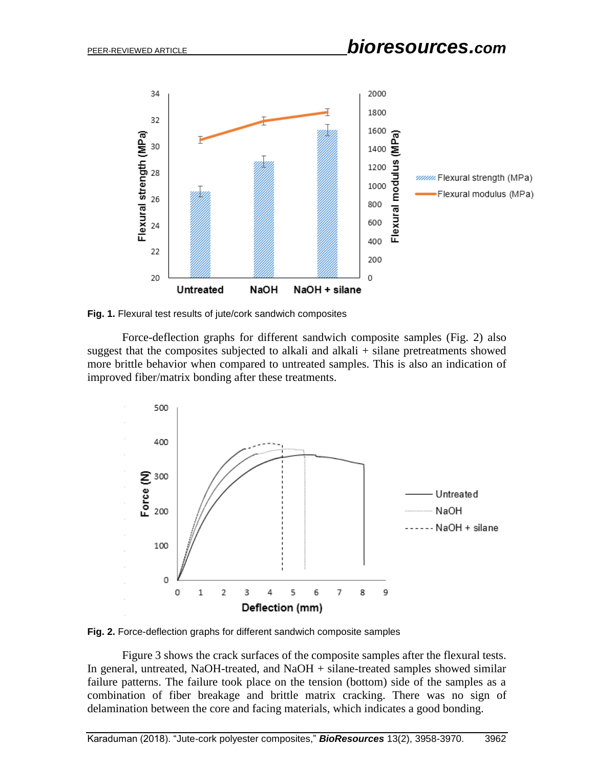**Fig. 1.** Flexural test results of jute/cork sandwich composites

Force-deflection graphs for different sandwich composite samples (Fig. 2) also suggest that the composites subjected to alkali and alkali + silane pretreatments showed more brittle behavior when compared to untreated samples. This is also an indication of improved fiber/matrix bonding after these treatments.

**Fig. 2.** Force-deflection graphs for different sandwich composite samples

Figure 3 shows the crack surfaces of the composite samples after the flexural tests. In general, untreated, NaOH-treated, and NaOH + silane-treated samples showed similar failure patterns. The failure took place on the tension (bottom) side of the samples as a combination of fiber breakage and brittle matrix cracking. There was no sign of delamination between the core and facing materials, which indicates a good bonding.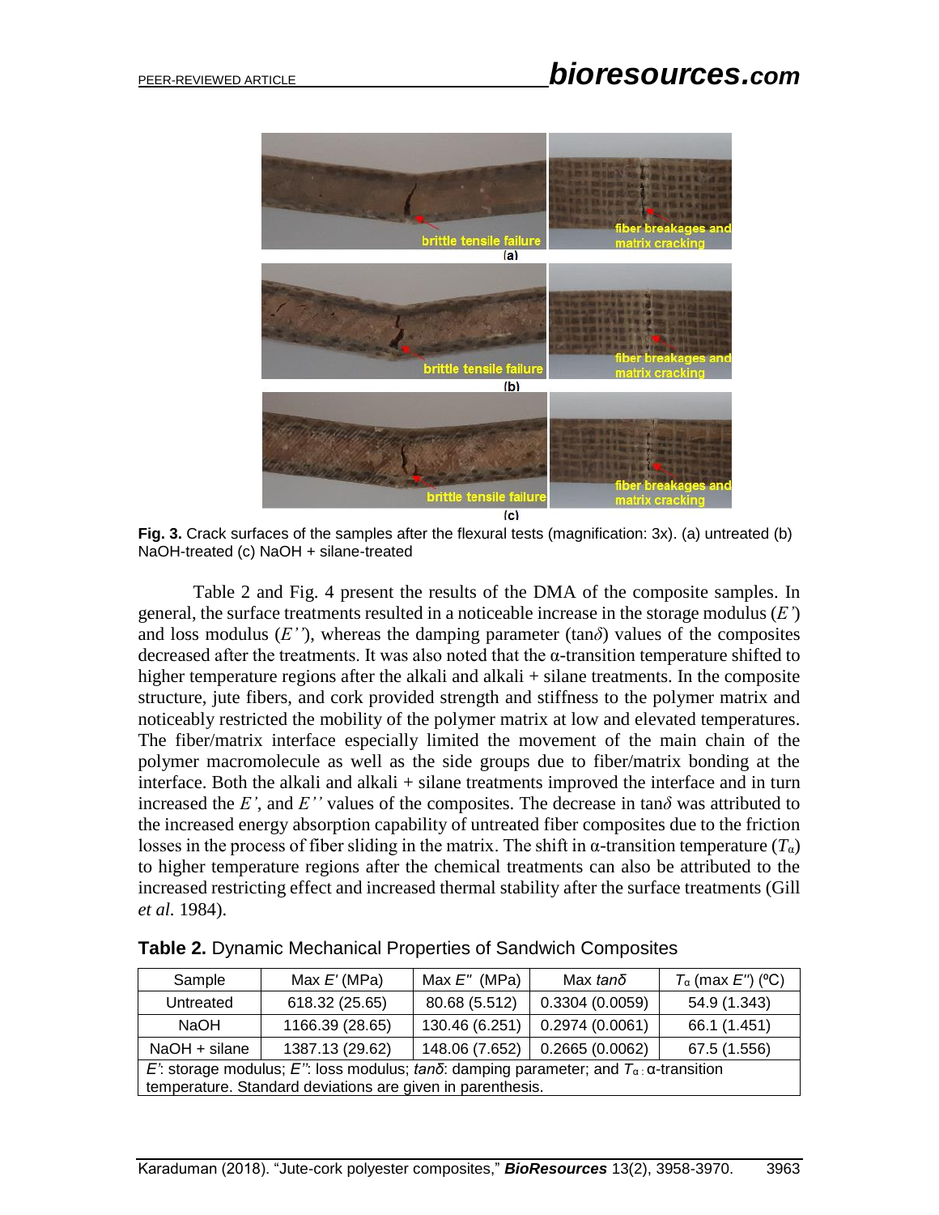Fig. 3. Crack surfaces of the samples after the flexural tests (magnification: 3x). (a) untreated (b) NaOH-treated (c) NaOH + silane-treated

Table 2 and Fig. 4 present the results of the DMA of the composite samples. In general, the surface treatments resulted in a noticeable increase in the storage modulus (*E'*) and loss modulus (*E''*), whereas the damping parameter (tan*δ*) values of the composites decreased after the treatments. It was also noted that the α-transition temperature shifted to higher temperature regions after the alkali and alkali + silane treatments. In the composite structure, jute fibers, and cork provided strength and stiffness to the polymer matrix and noticeably restricted the mobility of the polymer matrix at low and elevated temperatures. The fiber/matrix interface especially limited the movement of the main chain of the polymer macromolecule as well as the side groups due to fiber/matrix bonding at the interface. Both the alkali and alkali + silane treatments improved the interface and in turn increased the *E'*, and *E''* values of the composites. The decrease in tan*δ* was attributed to the increased energy absorption capability of untreated fiber composites due to the friction losses in the process of fiber sliding in the matrix. The shift in α-transition temperature ($T_{\alpha}$) to higher temperature regions after the chemical treatments can also be attributed to the increased restricting effect and increased thermal stability after the surface treatments (Gill *et al.* 1984).

**Table 2.** Dynamic Mechanical Properties of Sandwich Composites

| Sample | Max *E'* (MPa) | Max *E''* (MPa) | Max *tanδ* | $T_{\alpha}$ (max *E''*) (ºC) |
|---|---|---|---|---|
| Untreated | 618.32 (25.65) | 80.68 (5.512) | 0.3304 (0.0059) | 54.9 (1.343) |
| NaOH | 1166.39 (28.65) | 130.46 (6.251) | 0.2974 (0.0061) | 66.1 (1.451) |
| NaOH + silane | 1387.13 (29.62) | 148.06 (7.652) | 0.2665 (0.0062) | 67.5 (1.556) |

*E'*: storage modulus; *E''*: loss modulus; *tanδ*: damping parameter; and $T_{\alpha}$: α-transition temperature. Standard deviations are given in parenthesis.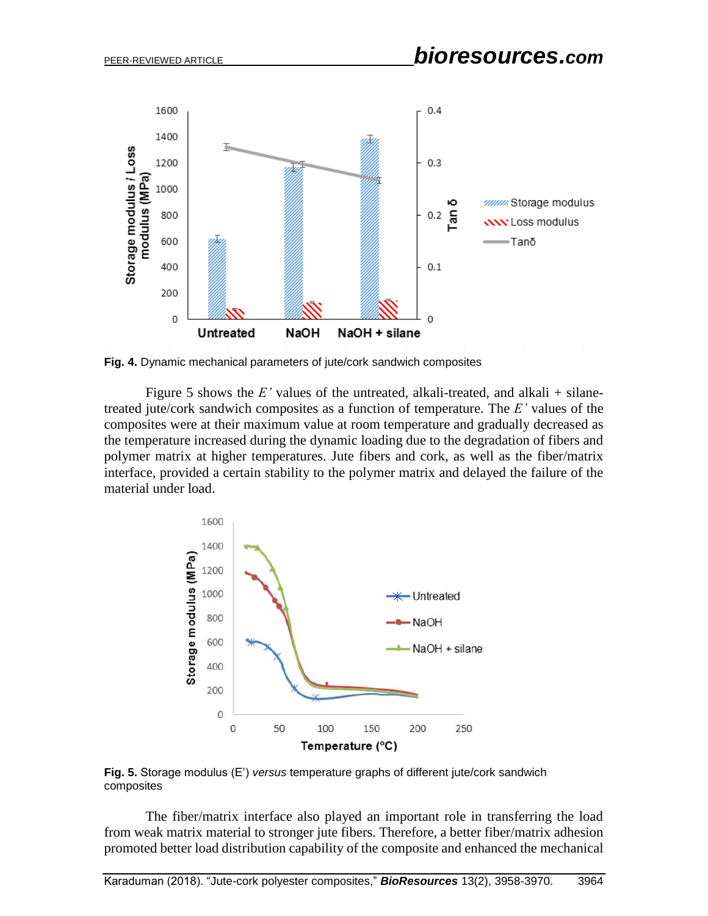**Fig. 4.** Dynamic mechanical parameters of jute/cork sandwich composites

Figure 5 shows the $E'$ values of the untreated, alkali-treated, and alkali + silane-treated jute/cork sandwich composites as a function of temperature. The $E'$ values of the composites were at their maximum value at room temperature and gradually decreased as the temperature increased during the dynamic loading due to the degradation of fibers and polymer matrix at higher temperatures. Jute fibers and cork, as well as the fiber/matrix interface, provided a certain stability to the polymer matrix and delayed the failure of the material under load.

**Fig. 5.** Storage modulus (E') *versus* temperature graphs of different jute/cork sandwich composites

The fiber/matrix interface also played an important role in transferring the load from weak matrix material to stronger jute fibers. Therefore, a better fiber/matrix adhesion promoted better load distribution capability of the composite and enhanced the mechanical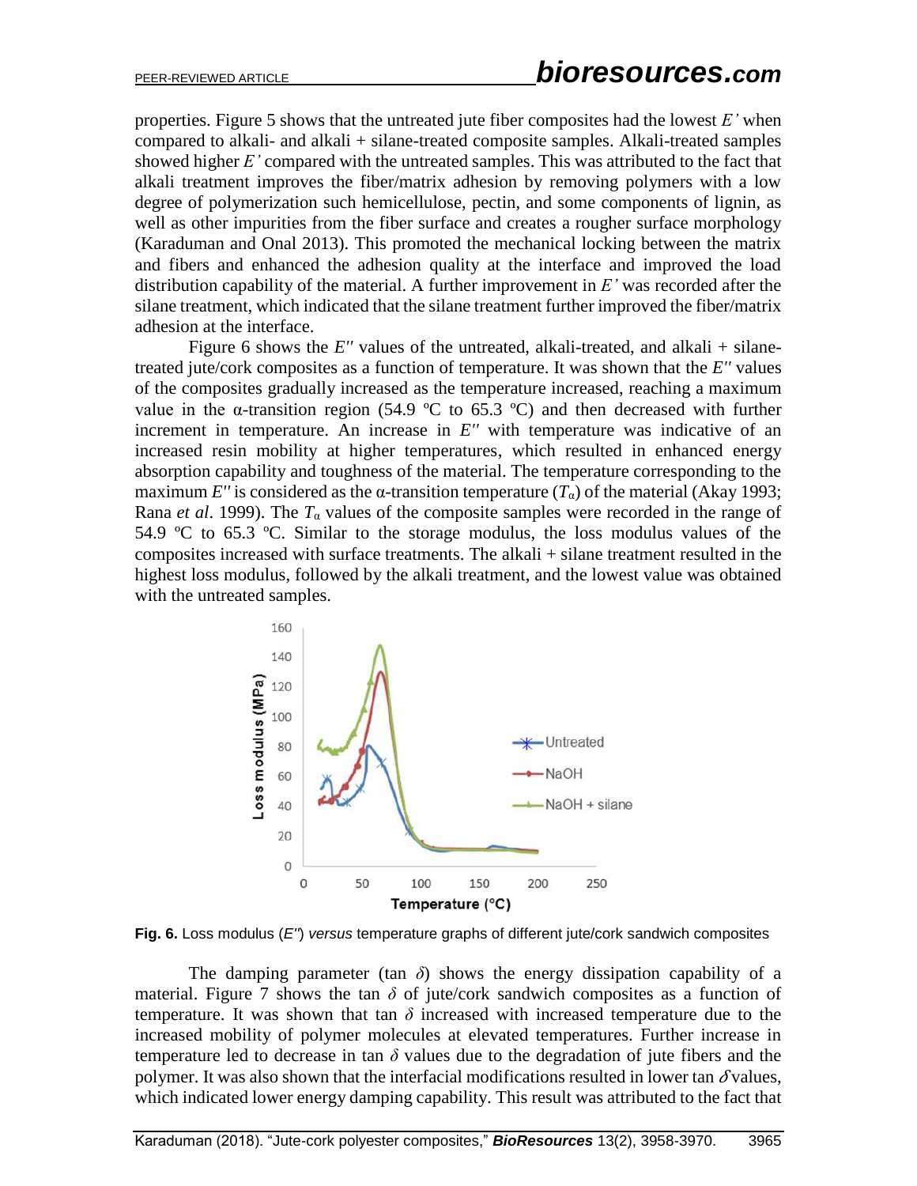properties. Figure 5 shows that the untreated jute fiber composites had the lowest *E'* when compared to alkali- and alkali + silane-treated composite samples. Alkali-treated samples showed higher *E'* compared with the untreated samples. This was attributed to the fact that alkali treatment improves the fiber/matrix adhesion by removing polymers with a low degree of polymerization such hemicellulose, pectin, and some components of lignin, as well as other impurities from the fiber surface and creates a rougher surface morphology (Karaduman and Onal 2013). This promoted the mechanical locking between the matrix and fibers and enhanced the adhesion quality at the interface and improved the load distribution capability of the material. A further improvement in *E'* was recorded after the silane treatment, which indicated that the silane treatment further improved the fiber/matrix adhesion at the interface.

Figure 6 shows the *E''* values of the untreated, alkali-treated, and alkali + silane-treated jute/cork composites as a function of temperature. It was shown that the *E''* values of the composites gradually increased as the temperature increased, reaching a maximum value in the α-transition region (54.9 ºC to 65.3 ºC) and then decreased with further increment in temperature. An increase in *E''* with temperature was indicative of an increased resin mobility at higher temperatures, which resulted in enhanced energy absorption capability and toughness of the material. The temperature corresponding to the maximum *E''* is considered as the α-transition temperature ($T_\alpha$) of the material (Akay 1993; Rana *et al*. 1999). The $T_\alpha$ values of the composite samples were recorded in the range of 54.9 ºC to 65.3 ºC. Similar to the storage modulus, the loss modulus values of the composites increased with surface treatments. The alkali + silane treatment resulted in the highest loss modulus, followed by the alkali treatment, and the lowest value was obtained with the untreated samples.

**Fig. 6.** Loss modulus (*E''*) *versus* temperature graphs of different jute/cork sandwich composites

The damping parameter (tan $\delta$) shows the energy dissipation capability of a material. Figure 7 shows the tan $\delta$ of jute/cork sandwich composites as a function of temperature. It was shown that tan $\delta$ increased with increased temperature due to the increased mobility of polymer molecules at elevated temperatures. Further increase in temperature led to decrease in tan $\delta$ values due to the degradation of jute fibers and the polymer. It was also shown that the interfacial modifications resulted in lower tan $\delta$ values, which indicated lower energy damping capability. This result was attributed to the fact that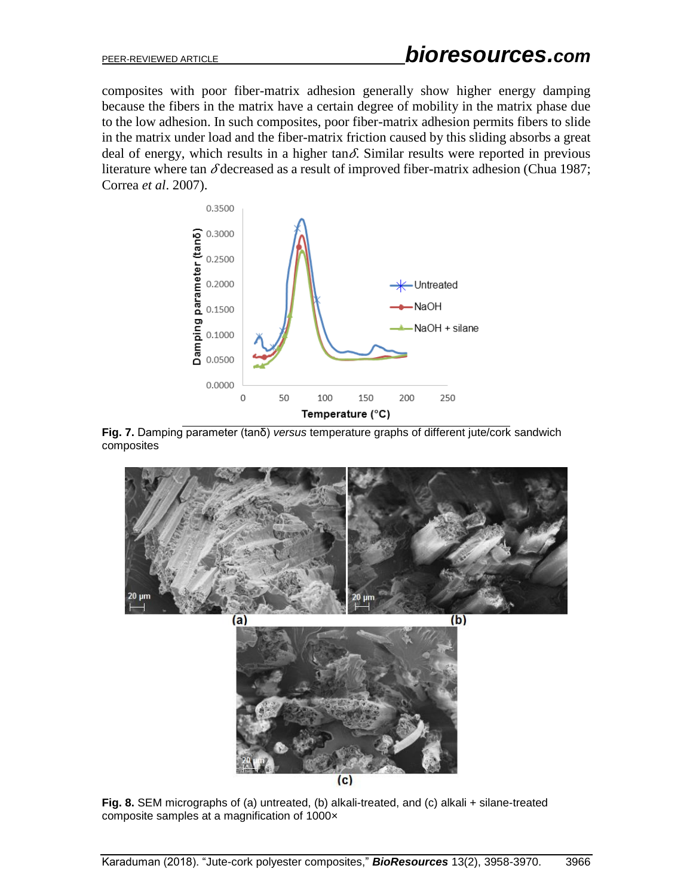composites with poor fiber-matrix adhesion generally show higher energy damping because the fibers in the matrix have a certain degree of mobility in the matrix phase due to the low adhesion. In such composites, poor fiber-matrix adhesion permits fibers to slide in the matrix under load and the fiber-matrix friction caused by this sliding absorbs a great deal of energy, which results in a higher tan$\delta$. Similar results were reported in previous literature where tan $\delta$ decreased as a result of improved fiber-matrix adhesion (Chua 1987; Correa *et al*. 2007).

**Fig. 7.** Damping parameter (tanδ) *versus* temperature graphs of different jute/cork sandwich composites

**Fig. 8.** SEM micrographs of (a) untreated, (b) alkali-treated, and (c) alkali + silane-treated composite samples at a magnification of 1000×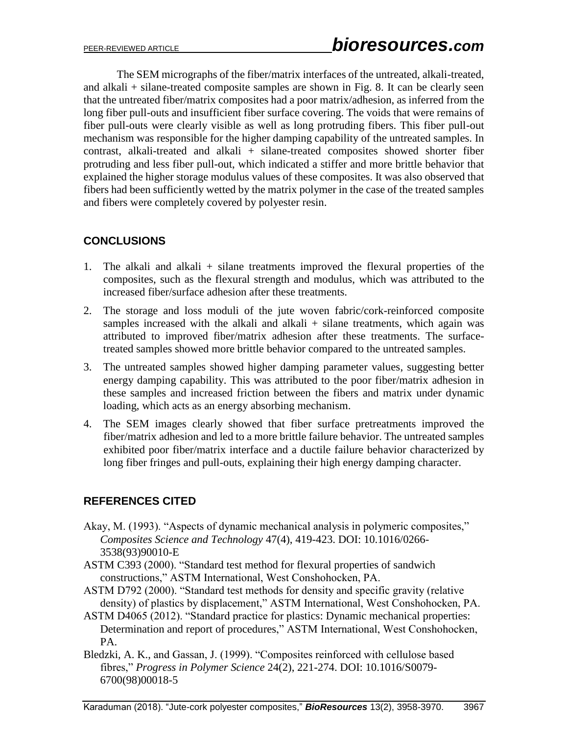The SEM micrographs of the fiber/matrix interfaces of the untreated, alkali-treated, and alkali + silane-treated composite samples are shown in Fig. 8. It can be clearly seen that the untreated fiber/matrix composites had a poor matrix/adhesion, as inferred from the long fiber pull-outs and insufficient fiber surface covering. The voids that were remains of fiber pull-outs were clearly visible as well as long protruding fibers. This fiber pull-out mechanism was responsible for the higher damping capability of the untreated samples. In contrast, alkali-treated and alkali + silane-treated composites showed shorter fiber protruding and less fiber pull-out, which indicated a stiffer and more brittle behavior that explained the higher storage modulus values of these composites. It was also observed that fibers had been sufficiently wetted by the matrix polymer in the case of the treated samples and fibers were completely covered by polyester resin.

## CONCLUSIONS

1. The alkali and alkali + silane treatments improved the flexural properties of the composites, such as the flexural strength and modulus, which was attributed to the increased fiber/surface adhesion after these treatments.
2. The storage and loss moduli of the jute woven fabric/cork-reinforced composite samples increased with the alkali and alkali + silane treatments, which again was attributed to improved fiber/matrix adhesion after these treatments. The surface-treated samples showed more brittle behavior compared to the untreated samples.
3. The untreated samples showed higher damping parameter values, suggesting better energy damping capability. This was attributed to the poor fiber/matrix adhesion in these samples and increased friction between the fibers and matrix under dynamic loading, which acts as an energy absorbing mechanism.
4. The SEM images clearly showed that fiber surface pretreatments improved the fiber/matrix adhesion and led to a more brittle failure behavior. The untreated samples exhibited poor fiber/matrix interface and a ductile failure behavior characterized by long fiber fringes and pull-outs, explaining their high energy damping character.

## REFERENCES CITED

Akay, M. (1993). "Aspects of dynamic mechanical analysis in polymeric composites," *Composites Science and Technology* 47(4), 419-423. DOI: 10.1016/0266-3538(93)90010-E

ASTM C393 (2000). "Standard test method for flexural properties of sandwich constructions," ASTM International, West Conshohocken, PA.

ASTM D792 (2000). "Standard test methods for density and specific gravity (relative density) of plastics by displacement," ASTM International, West Conshohocken, PA.

ASTM D4065 (2012). "Standard practice for plastics: Dynamic mechanical properties: Determination and report of procedures," ASTM International, West Conshohocken, PA.

Bledzki, A. K., and Gassan, J. (1999). "Composites reinforced with cellulose based fibres," *Progress in Polymer Science* 24(2), 221-274. DOI: 10.1016/S0079-6700(98)00018-5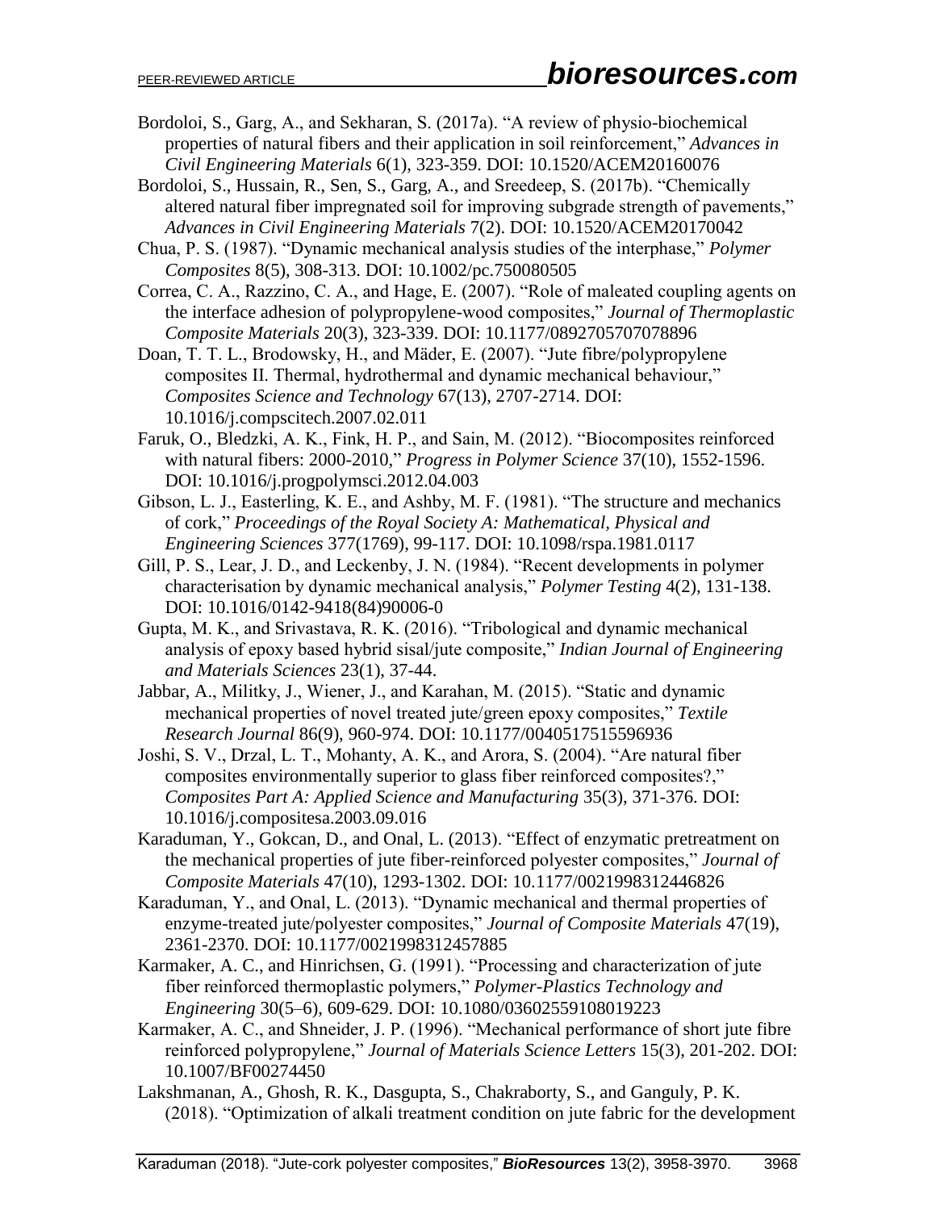Bordoloi, S., Garg, A., and Sekharan, S. (2017a). "A review of physio-biochemical properties of natural fibers and their application in soil reinforcement," *Advances in Civil Engineering Materials* 6(1), 323-359. DOI: 10.1520/ACEM20160076

Bordoloi, S., Hussain, R., Sen, S., Garg, A., and Sreedeep, S. (2017b). "Chemically altered natural fiber impregnated soil for improving subgrade strength of pavements," *Advances in Civil Engineering Materials* 7(2). DOI: 10.1520/ACEM20170042

Chua, P. S. (1987). "Dynamic mechanical analysis studies of the interphase," *Polymer Composites* 8(5), 308-313. DOI: 10.1002/pc.750080505

Correa, C. A., Razzino, C. A., and Hage, E. (2007). "Role of maleated coupling agents on the interface adhesion of polypropylene-wood composites," *Journal of Thermoplastic Composite Materials* 20(3), 323-339. DOI: 10.1177/0892705707078896

Doan, T. T. L., Brodowsky, H., and Mäder, E. (2007). "Jute fibre/polypropylene composites II. Thermal, hydrothermal and dynamic mechanical behaviour," *Composites Science and Technology* 67(13), 2707-2714. DOI: 10.1016/j.compscitech.2007.02.011

Faruk, O., Bledzki, A. K., Fink, H. P., and Sain, M. (2012). "Biocomposites reinforced with natural fibers: 2000-2010," *Progress in Polymer Science* 37(10), 1552-1596. DOI: 10.1016/j.progpolymsci.2012.04.003

Gibson, L. J., Easterling, K. E., and Ashby, M. F. (1981). "The structure and mechanics of cork," *Proceedings of the Royal Society A: Mathematical, Physical and Engineering Sciences* 377(1769), 99-117. DOI: 10.1098/rspa.1981.0117

Gill, P. S., Lear, J. D., and Leckenby, J. N. (1984). "Recent developments in polymer characterisation by dynamic mechanical analysis," *Polymer Testing* 4(2), 131-138. DOI: 10.1016/0142-9418(84)90006-0

Gupta, M. K., and Srivastava, R. K. (2016). "Tribological and dynamic mechanical analysis of epoxy based hybrid sisal/jute composite," *Indian Journal of Engineering and Materials Sciences* 23(1), 37-44.

Jabbar, A., Militky, J., Wiener, J., and Karahan, M. (2015). "Static and dynamic mechanical properties of novel treated jute/green epoxy composites," *Textile Research Journal* 86(9), 960-974. DOI: 10.1177/0040517515596936

Joshi, S. V., Drzal, L. T., Mohanty, A. K., and Arora, S. (2004). "Are natural fiber composites environmentally superior to glass fiber reinforced composites?," *Composites Part A: Applied Science and Manufacturing* 35(3), 371-376. DOI: 10.1016/j.compositesa.2003.09.016

Karaduman, Y., Gokcan, D., and Onal, L. (2013). "Effect of enzymatic pretreatment on the mechanical properties of jute fiber-reinforced polyester composites," *Journal of Composite Materials* 47(10), 1293-1302. DOI: 10.1177/0021998312446826

Karaduman, Y., and Onal, L. (2013). "Dynamic mechanical and thermal properties of enzyme-treated jute/polyester composites," *Journal of Composite Materials* 47(19), 2361-2370. DOI: 10.1177/0021998312457885

Karmaker, A. C., and Hinrichsen, G. (1991). "Processing and characterization of jute fiber reinforced thermoplastic polymers," *Polymer-Plastics Technology and Engineering* 30(5–6), 609-629. DOI: 10.1080/03602559108019223

Karmaker, A. C., and Shneider, J. P. (1996). "Mechanical performance of short jute fibre reinforced polypropylene," *Journal of Materials Science Letters* 15(3), 201-202. DOI: 10.1007/BF00274450

Lakshmanan, A., Ghosh, R. K., Dasgupta, S., Chakraborty, S., and Ganguly, P. K. (2018). "Optimization of alkali treatment condition on jute fabric for the development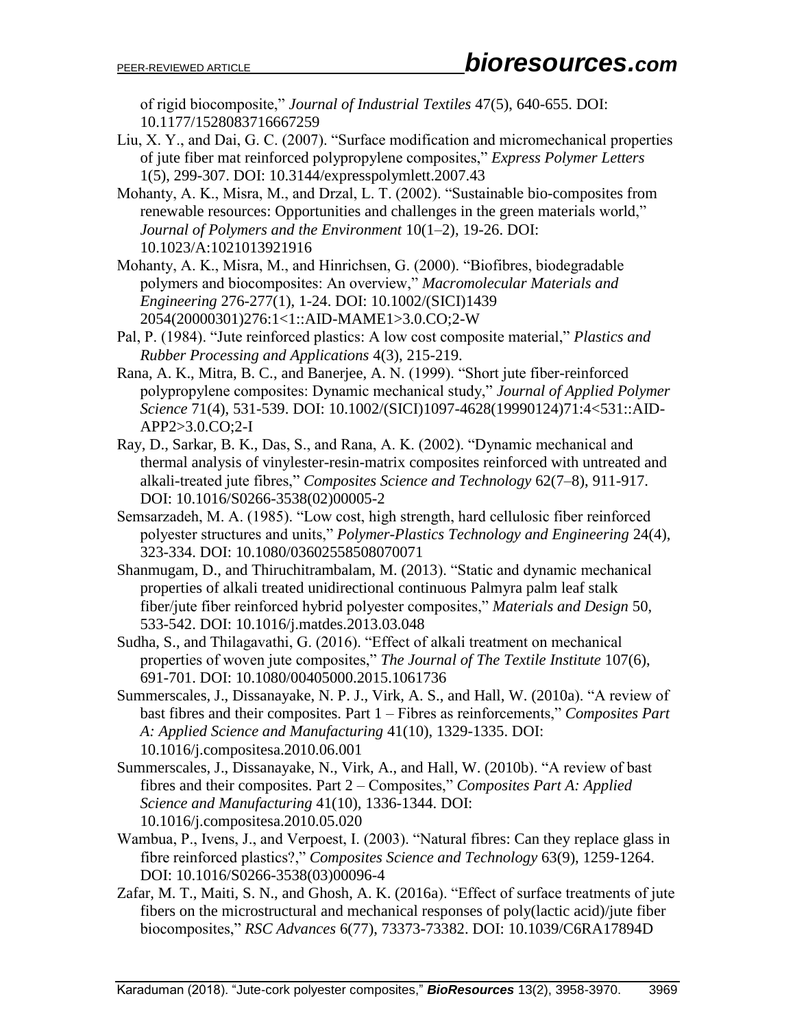of rigid biocomposite," *Journal of Industrial Textiles* 47(5), 640-655. DOI: 10.1177/1528083716667259

Liu, X. Y., and Dai, G. C. (2007). "Surface modification and micromechanical properties of jute fiber mat reinforced polypropylene composites," *Express Polymer Letters* 1(5), 299-307. DOI: 10.3144/expresspolymlett.2007.43

Mohanty, A. K., Misra, M., and Drzal, L. T. (2002). "Sustainable bio-composites from renewable resources: Opportunities and challenges in the green materials world," *Journal of Polymers and the Environment* 10(1–2), 19-26. DOI: 10.1023/A:1021013921916

Mohanty, A. K., Misra, M., and Hinrichsen, G. (2000). "Biofibres, biodegradable polymers and biocomposites: An overview," *Macromolecular Materials and Engineering* 276-277(1), 1-24. DOI: 10.1002/(SICI)1439 2054(20000301)276:1<1::AID-MAME1>3.0.CO;2-W

Pal, P. (1984). "Jute reinforced plastics: A low cost composite material," *Plastics and Rubber Processing and Applications* 4(3), 215-219.

Rana, A. K., Mitra, B. C., and Banerjee, A. N. (1999). "Short jute fiber-reinforced polypropylene composites: Dynamic mechanical study," *Journal of Applied Polymer Science* 71(4), 531-539. DOI: 10.1002/(SICI)1097-4628(19990124)71:4<531::AID-APP2>3.0.CO;2-I

Ray, D., Sarkar, B. K., Das, S., and Rana, A. K. (2002). "Dynamic mechanical and thermal analysis of vinylester-resin-matrix composites reinforced with untreated and alkali-treated jute fibres," *Composites Science and Technology* 62(7–8), 911-917. DOI: 10.1016/S0266-3538(02)00005-2

Semsarzadeh, M. A. (1985). "Low cost, high strength, hard cellulosic fiber reinforced polyester structures and units," *Polymer-Plastics Technology and Engineering* 24(4), 323-334. DOI: 10.1080/03602558508070071

Shanmugam, D., and Thiruchitrambalam, M. (2013). "Static and dynamic mechanical properties of alkali treated unidirectional continuous Palmyra palm leaf stalk fiber/jute fiber reinforced hybrid polyester composites," *Materials and Design* 50, 533-542. DOI: 10.1016/j.matdes.2013.03.048

Sudha, S., and Thilagavathi, G. (2016). "Effect of alkali treatment on mechanical properties of woven jute composites," *The Journal of The Textile Institute* 107(6), 691-701. DOI: 10.1080/00405000.2015.1061736

Summerscales, J., Dissanayake, N. P. J., Virk, A. S., and Hall, W. (2010a). "A review of bast fibres and their composites. Part 1 – Fibres as reinforcements," *Composites Part A: Applied Science and Manufacturing* 41(10), 1329-1335. DOI: 10.1016/j.compositesa.2010.06.001

Summerscales, J., Dissanayake, N., Virk, A., and Hall, W. (2010b). "A review of bast fibres and their composites. Part 2 – Composites," *Composites Part A: Applied Science and Manufacturing* 41(10), 1336-1344. DOI: 10.1016/j.compositesa.2010.05.020

Wambua, P., Ivens, J., and Verpoest, I. (2003). "Natural fibres: Can they replace glass in fibre reinforced plastics?," *Composites Science and Technology* 63(9), 1259-1264. DOI: 10.1016/S0266-3538(03)00096-4

Zafar, M. T., Maiti, S. N., and Ghosh, A. K. (2016a). "Effect of surface treatments of jute fibers on the microstructural and mechanical responses of poly(lactic acid)/jute fiber biocomposites," *RSC Advances* 6(77), 73373-73382. DOI: 10.1039/C6RA17894D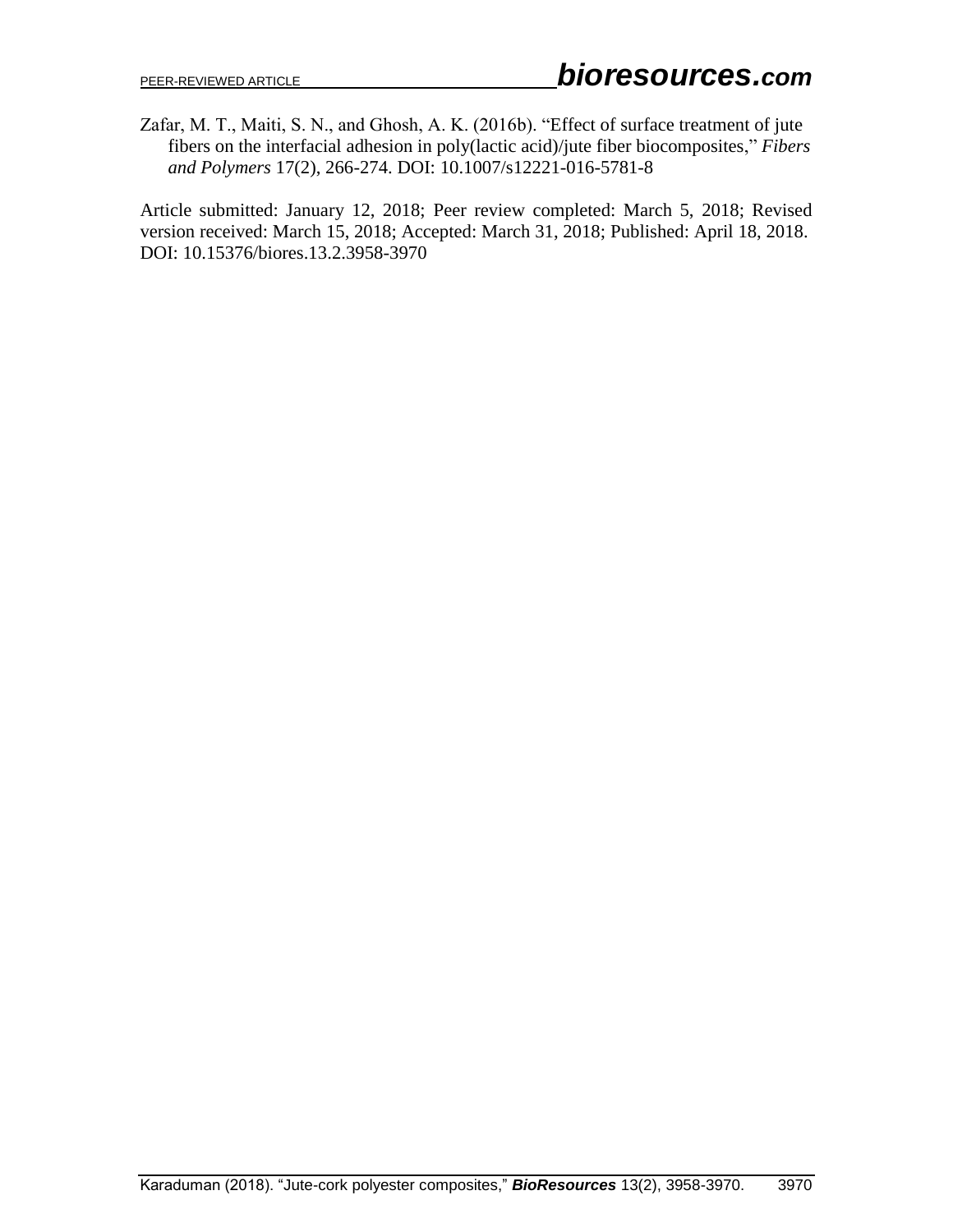Zafar, M. T., Maiti, S. N., and Ghosh, A. K. (2016b). "Effect of surface treatment of jute fibers on the interfacial adhesion in poly(lactic acid)/jute fiber biocomposites," *Fibers and Polymers* 17(2), 266-274. DOI: 10.1007/s12221-016-5781-8

Article submitted: January 12, 2018; Peer review completed: March 5, 2018; Revised version received: March 15, 2018; Accepted: March 31, 2018; Published: April 18, 2018.
DOI: 10.15376/biores.13.2.3958-3970